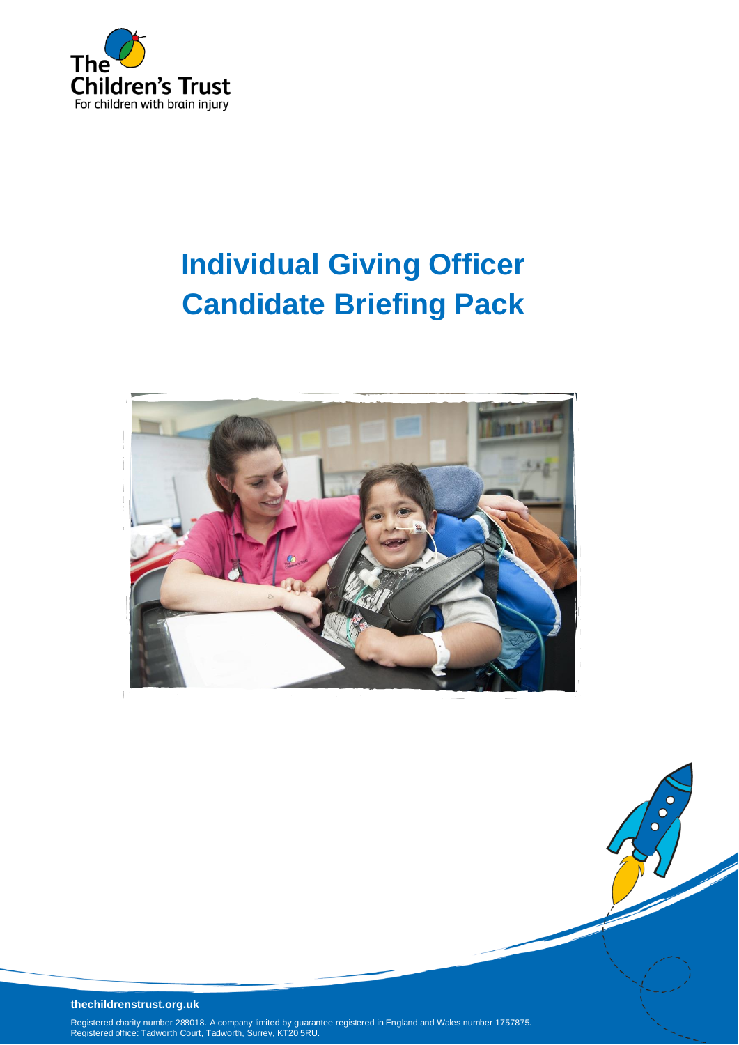The Children's Trust
For children with brain injury

# Individual Giving Officer
# Candidate Briefing Pack

**thechildrenstrust.org.uk**

Registered charity number 288018. A company limited by guarantee registered in England and Wales number 1757875.
Registered office: Tadworth Court, Tadworth, Surrey, KT20 5RU.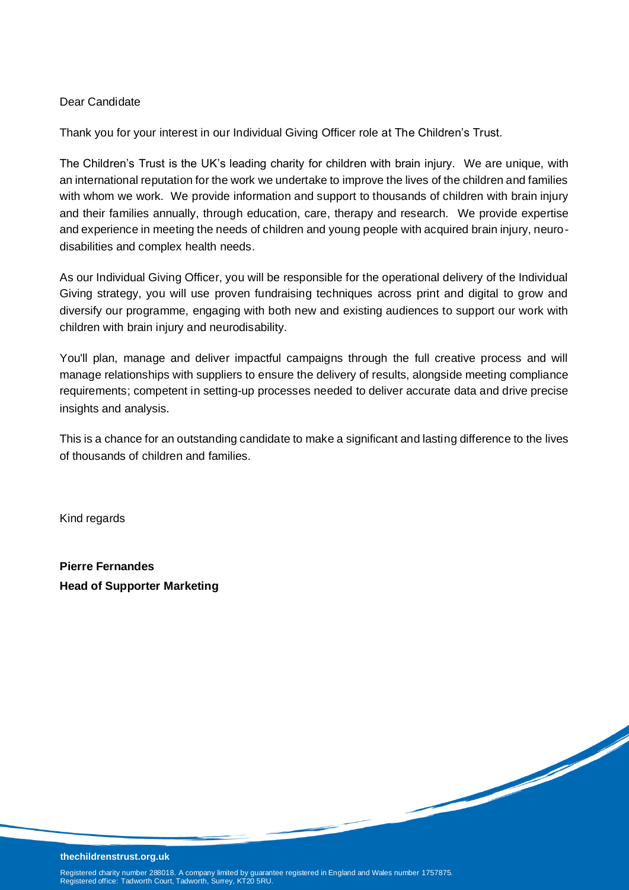Dear Candidate

Thank you for your interest in our Individual Giving Officer role at The Children's Trust.

The Children's Trust is the UK's leading charity for children with brain injury. We are unique, with an international reputation for the work we undertake to improve the lives of the children and families with whom we work. We provide information and support to thousands of children with brain injury and their families annually, through education, care, therapy and research. We provide expertise and experience in meeting the needs of children and young people with acquired brain injury, neuro-disabilities and complex health needs.

As our Individual Giving Officer, you will be responsible for the operational delivery of the Individual Giving strategy, you will use proven fundraising techniques across print and digital to grow and diversify our programme, engaging with both new and existing audiences to support our work with children with brain injury and neurodisability.

You'll plan, manage and deliver impactful campaigns through the full creative process and will manage relationships with suppliers to ensure the delivery of results, alongside meeting compliance requirements; competent in setting-up processes needed to deliver accurate data and drive precise insights and analysis.

This is a chance for an outstanding candidate to make a significant and lasting difference to the lives of thousands of children and families.

Kind regards

**Pierre Fernandes**
**Head of Supporter Marketing**

**thechildrenstrust.org.uk**

Registered charity number 288018. A company limited by guarantee registered in England and Wales number 1757875.
Registered office: Tadworth Court, Tadworth, Surrey, KT20 5RU.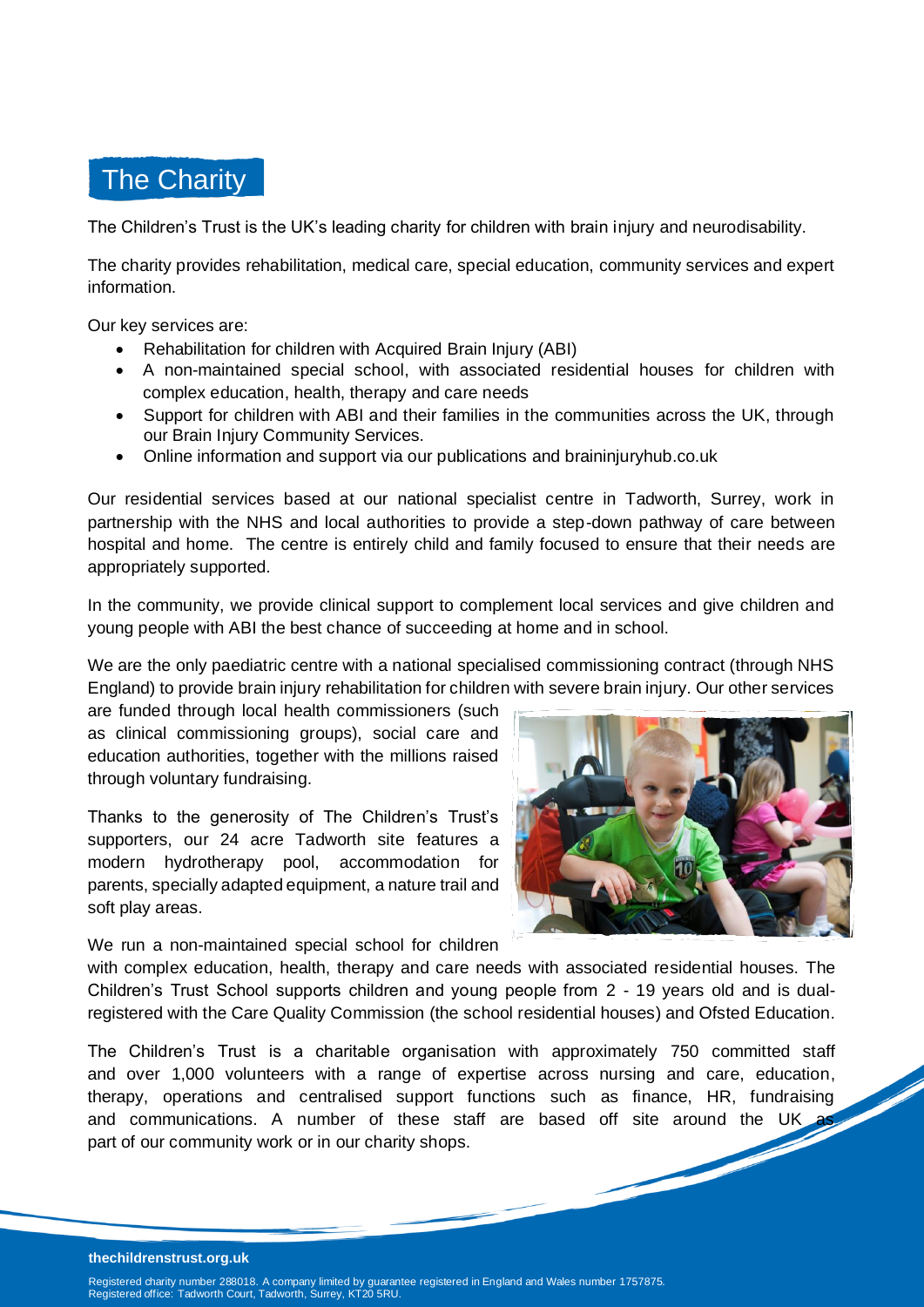## The Charity

The Children's Trust is the UK's leading charity for children with brain injury and neurodisability.

The charity provides rehabilitation, medical care, special education, community services and expert information.

Our key services are:

- Rehabilitation for children with Acquired Brain Injury (ABI)
- A non-maintained special school, with associated residential houses for children with complex education, health, therapy and care needs
- Support for children with ABI and their families in the communities across the UK, through our Brain Injury Community Services.
- Online information and support via our publications and braininjuryhub.co.uk

Our residential services based at our national specialist centre in Tadworth, Surrey, work in partnership with the NHS and local authorities to provide a step-down pathway of care between hospital and home. The centre is entirely child and family focused to ensure that their needs are appropriately supported.

In the community, we provide clinical support to complement local services and give children and young people with ABI the best chance of succeeding at home and in school.

We are the only paediatric centre with a national specialised commissioning contract (through NHS England) to provide brain injury rehabilitation for children with severe brain injury. Our other services are funded through local health commissioners (such as clinical commissioning groups), social care and education authorities, together with the millions raised through voluntary fundraising.

Thanks to the generosity of The Children's Trust's supporters, our 24 acre Tadworth site features a modern hydrotherapy pool, accommodation for parents, specially adapted equipment, a nature trail and soft play areas.

We run a non-maintained special school for children with complex education, health, therapy and care needs with associated residential houses. The Children's Trust School supports children and young people from 2 - 19 years old and is dual-registered with the Care Quality Commission (the school residential houses) and Ofsted Education.

The Children's Trust is a charitable organisation with approximately 750 committed staff and over 1,000 volunteers with a range of expertise across nursing and care, education, therapy, operations and centralised support functions such as finance, HR, fundraising and communications. A number of these staff are based off site around the UK as part of our community work or in our charity shops.

**thechildrenstrust.org.uk**

Registered charity number 288018. A company limited by guarantee registered in England and Wales number 1757875.
Registered office: Tadworth Court, Tadworth, Surrey, KT20 5RU.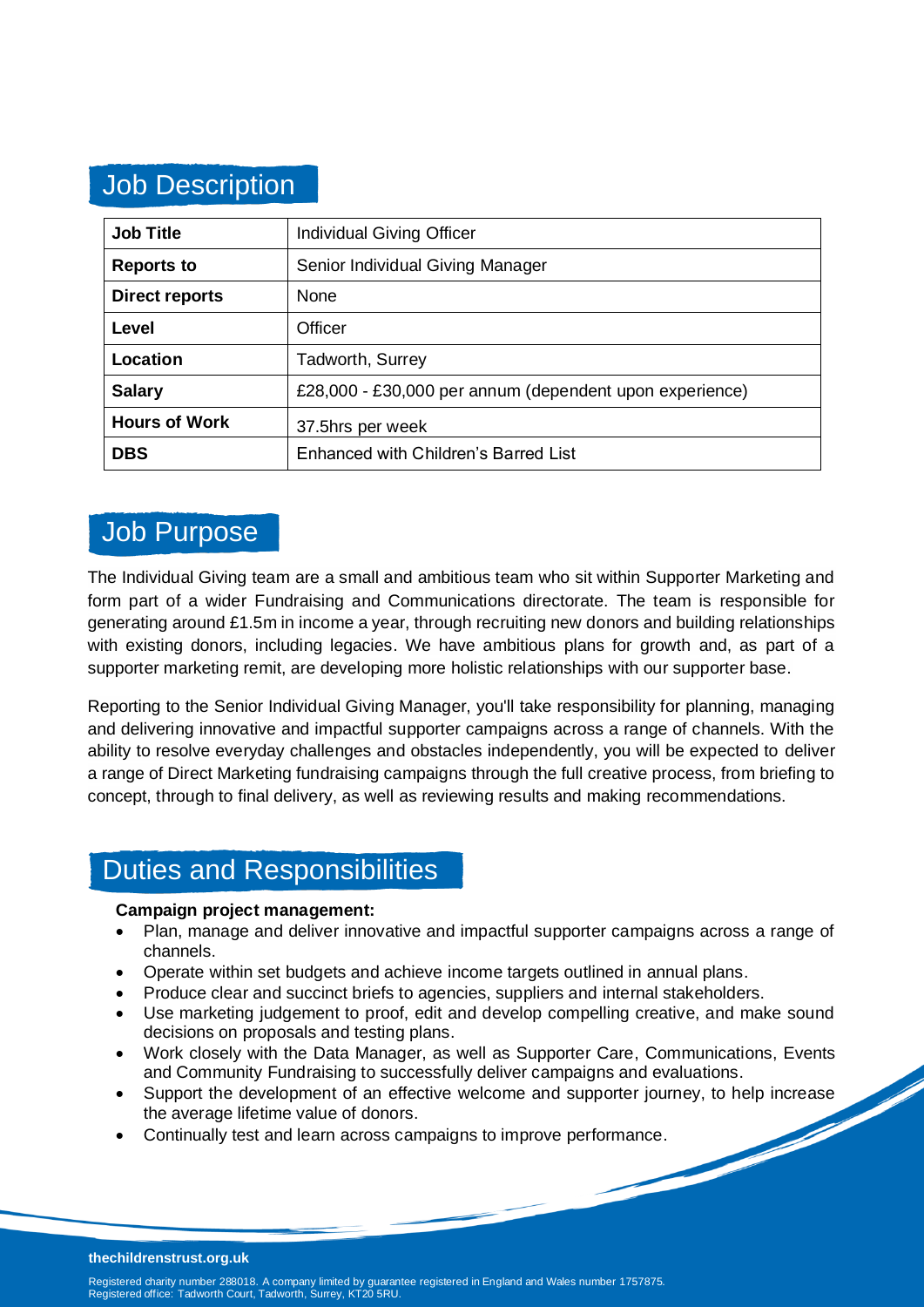## Job Description

| | |
|---|---|
| **Job Title** | Individual Giving Officer |
| **Reports to** | Senior Individual Giving Manager |
| **Direct reports** | None |
| **Level** | Officer |
| **Location** | Tadworth, Surrey |
| **Salary** | £28,000 - £30,000 per annum (dependent upon experience) |
| **Hours of Work** | 37.5hrs per week |
| **DBS** | Enhanced with Children's Barred List |

## Job Purpose

The Individual Giving team are a small and ambitious team who sit within Supporter Marketing and form part of a wider Fundraising and Communications directorate. The team is responsible for generating around £1.5m in income a year, through recruiting new donors and building relationships with existing donors, including legacies. We have ambitious plans for growth and, as part of a supporter marketing remit, are developing more holistic relationships with our supporter base.

Reporting to the Senior Individual Giving Manager, you'll take responsibility for planning, managing and delivering innovative and impactful supporter campaigns across a range of channels. With the ability to resolve everyday challenges and obstacles independently, you will be expected to deliver a range of Direct Marketing fundraising campaigns through the full creative process, from briefing to concept, through to final delivery, as well as reviewing results and making recommendations.

## Duties and Responsibilities

**Campaign project management:**

- Plan, manage and deliver innovative and impactful supporter campaigns across a range of channels.
- Operate within set budgets and achieve income targets outlined in annual plans.
- Produce clear and succinct briefs to agencies, suppliers and internal stakeholders.
- Use marketing judgement to proof, edit and develop compelling creative, and make sound decisions on proposals and testing plans.
- Work closely with the Data Manager, as well as Supporter Care, Communications, Events and Community Fundraising to successfully deliver campaigns and evaluations.
- Support the development of an effective welcome and supporter journey, to help increase the average lifetime value of donors.
- Continually test and learn across campaigns to improve performance.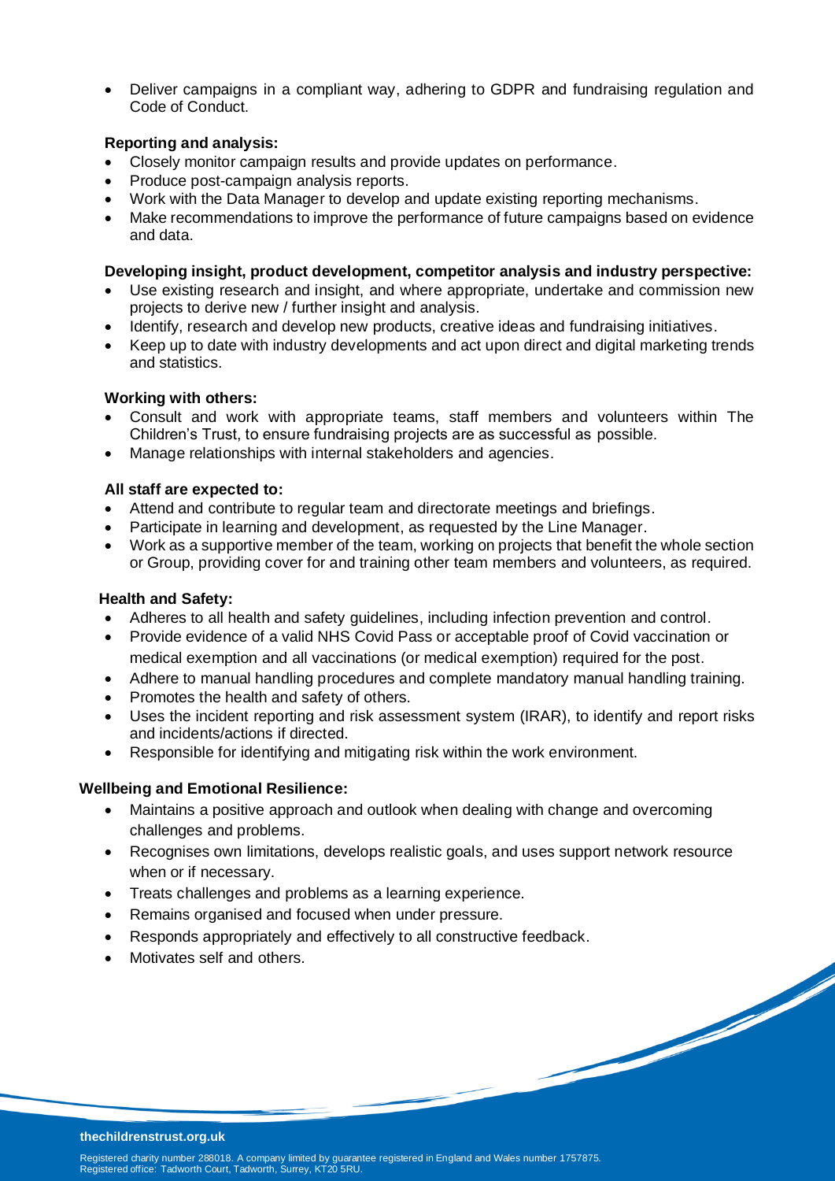- Deliver campaigns in a compliant way, adhering to GDPR and fundraising regulation and Code of Conduct.

**Reporting and analysis:**

- Closely monitor campaign results and provide updates on performance.
- Produce post-campaign analysis reports.
- Work with the Data Manager to develop and update existing reporting mechanisms.
- Make recommendations to improve the performance of future campaigns based on evidence and data.

**Developing insight, product development, competitor analysis and industry perspective:**

- Use existing research and insight, and where appropriate, undertake and commission new projects to derive new / further insight and analysis.
- Identify, research and develop new products, creative ideas and fundraising initiatives.
- Keep up to date with industry developments and act upon direct and digital marketing trends and statistics.

**Working with others:**

- Consult and work with appropriate teams, staff members and volunteers within The Children's Trust, to ensure fundraising projects are as successful as possible.
- Manage relationships with internal stakeholders and agencies.

**All staff are expected to:**

- Attend and contribute to regular team and directorate meetings and briefings.
- Participate in learning and development, as requested by the Line Manager.
- Work as a supportive member of the team, working on projects that benefit the whole section or Group, providing cover for and training other team members and volunteers, as required.

**Health and Safety:**

- Adheres to all health and safety guidelines, including infection prevention and control.
- Provide evidence of a valid NHS Covid Pass or acceptable proof of Covid vaccination or medical exemption and all vaccinations (or medical exemption) required for the post.
- Adhere to manual handling procedures and complete mandatory manual handling training.
- Promotes the health and safety of others.
- Uses the incident reporting and risk assessment system (IRAR), to identify and report risks and incidents/actions if directed.
- Responsible for identifying and mitigating risk within the work environment.

**Wellbeing and Emotional Resilience:**

- Maintains a positive approach and outlook when dealing with change and overcoming challenges and problems.
- Recognises own limitations, develops realistic goals, and uses support network resource when or if necessary.
- Treats challenges and problems as a learning experience.
- Remains organised and focused when under pressure.
- Responds appropriately and effectively to all constructive feedback.
- Motivates self and others.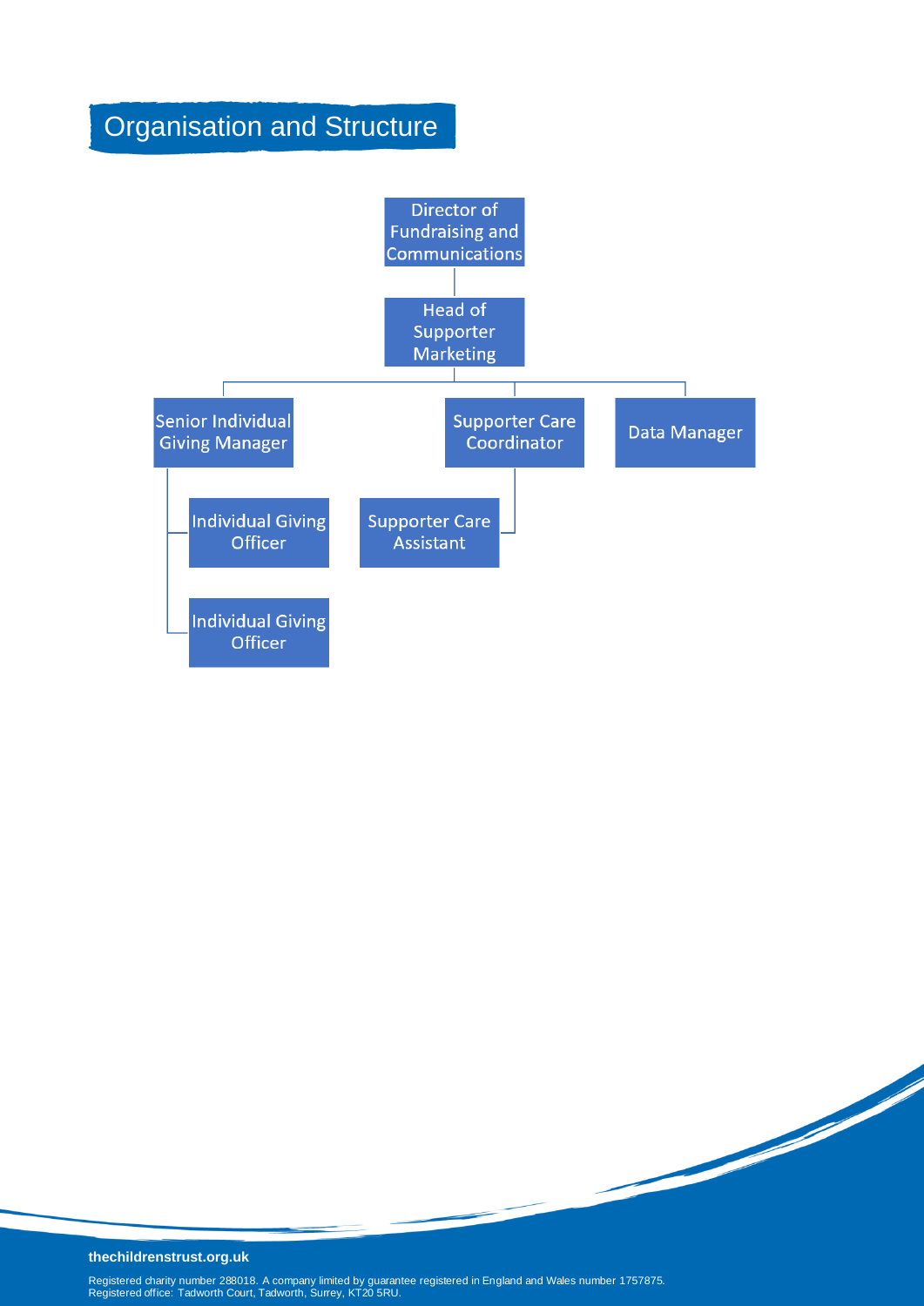# Organisation and Structure

- Director of Fundraising and Communications
  - Head of Supporter Marketing
    - Senior Individual Giving Manager
      - Individual Giving Officer
      - Individual Giving Officer
    - Supporter Care Coordinator
      - Supporter Care Assistant
    - Data Manager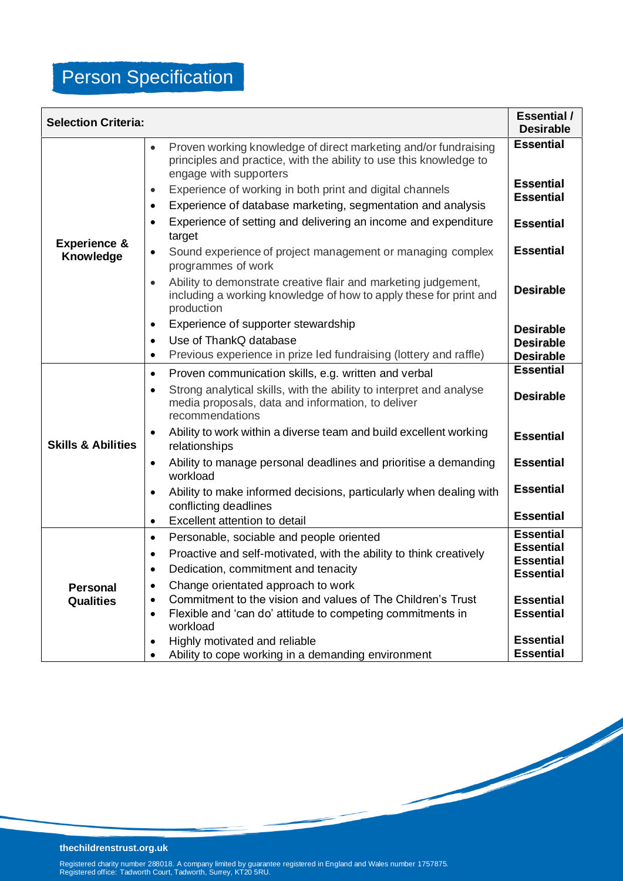# Person Specification

| Selection Criteria: | | Essential / Desirable |
|---|---|---|
| **Experience & Knowledge** | Proven working knowledge of direct marketing and/or fundraising principles and practice, with the ability to use this knowledge to engage with supporters | **Essential** |
| | Experience of working in both print and digital channels | **Essential** |
| | Experience of database marketing, segmentation and analysis | **Essential** |
| | Experience of setting and delivering an income and expenditure target | **Essential** |
| | Sound experience of project management or managing complex programmes of work | **Essential** |
| | Ability to demonstrate creative flair and marketing judgement, including a working knowledge of how to apply these for print and production | **Desirable** |
| | Experience of supporter stewardship | **Desirable** |
| | Use of ThankQ database | **Desirable** |
| | Previous experience in prize led fundraising (lottery and raffle) | **Desirable** |
| **Skills & Abilities** | Proven communication skills, e.g. written and verbal | **Essential** |
| | Strong analytical skills, with the ability to interpret and analyse media proposals, data and information, to deliver recommendations | **Desirable** |
| | Ability to work within a diverse team and build excellent working relationships | **Essential** |
| | Ability to manage personal deadlines and prioritise a demanding workload | **Essential** |
| | Ability to make informed decisions, particularly when dealing with conflicting deadlines | **Essential** |
| | Excellent attention to detail | **Essential** |
| **Personal Qualities** | Personable, sociable and people oriented | **Essential** |
| | Proactive and self-motivated, with the ability to think creatively | **Essential** |
| | Dedication, commitment and tenacity | **Essential** |
| | Change orientated approach to work | **Essential** |
| | Commitment to the vision and values of The Children's Trust | **Essential** |
| | Flexible and 'can do' attitude to competing commitments in workload | **Essential** |
| | Highly motivated and reliable | **Essential** |
| | Ability to cope working in a demanding environment | **Essential** |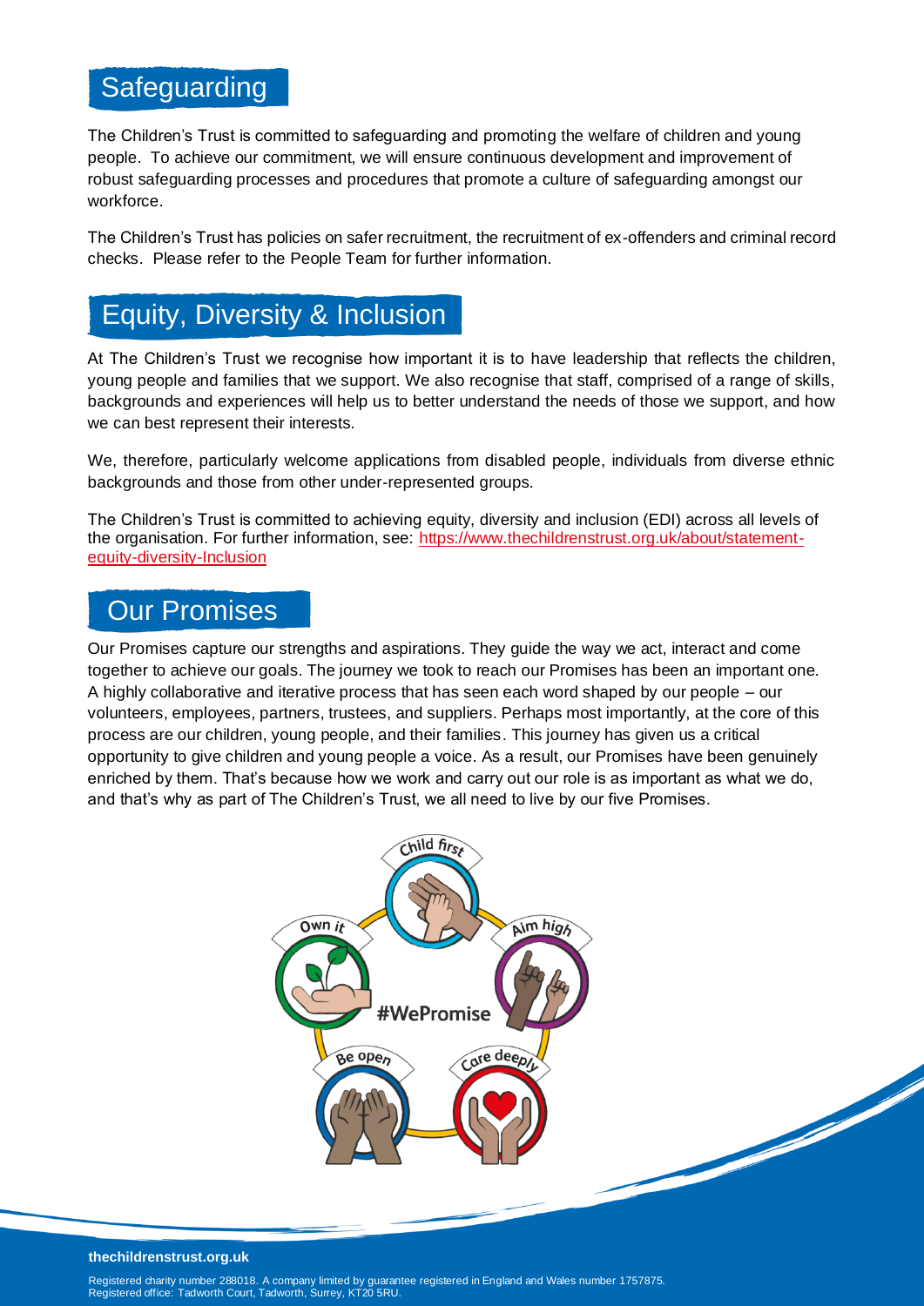## Safeguarding

The Children's Trust is committed to safeguarding and promoting the welfare of children and young people. To achieve our commitment, we will ensure continuous development and improvement of robust safeguarding processes and procedures that promote a culture of safeguarding amongst our workforce.

The Children's Trust has policies on safer recruitment, the recruitment of ex-offenders and criminal record checks. Please refer to the People Team for further information.

## Equity, Diversity & Inclusion

At The Children's Trust we recognise how important it is to have leadership that reflects the children, young people and families that we support. We also recognise that staff, comprised of a range of skills, backgrounds and experiences will help us to better understand the needs of those we support, and how we can best represent their interests.

We, therefore, particularly welcome applications from disabled people, individuals from diverse ethnic backgrounds and those from other under-represented groups.

The Children's Trust is committed to achieving equity, diversity and inclusion (EDI) across all levels of the organisation. For further information, see: [https://www.thechildrenstrust.org.uk/about/statement-equity-diversity-Inclusion](https://www.thechildrenstrust.org.uk/about/statement-equity-diversity-Inclusion)

## Our Promises

Our Promises capture our strengths and aspirations. They guide the way we act, interact and come together to achieve our goals. The journey we took to reach our Promises has been an important one. A highly collaborative and iterative process that has seen each word shaped by our people – our volunteers, employees, partners, trustees, and suppliers. Perhaps most importantly, at the core of this process are our children, young people, and their families. This journey has given us a critical opportunity to give children and young people a voice. As a result, our Promises have been genuinely enriched by them. That's because how we work and carry out our role is as important as what we do, and that's why as part of The Children's Trust, we all need to live by our five Promises.

Child first

Aim high

Care deeply

Be open

Own it

#WePromise

**thechildrenstrust.org.uk**

Registered charity number 288018. A company limited by guarantee registered in England and Wales number 1757875.
Registered office: Tadworth Court, Tadworth, Surrey, KT20 5RU.